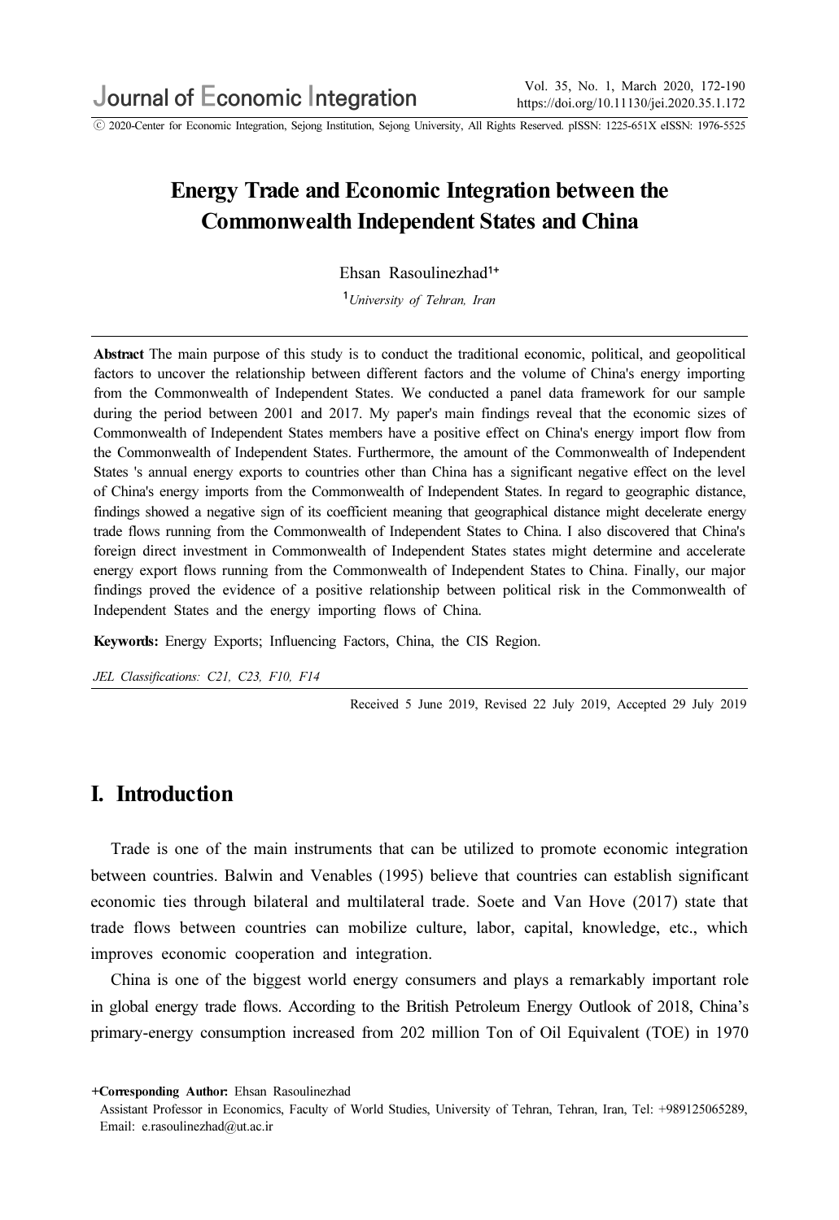# Energy Trade and Economic Integration between the Commonwealth Independent States and China

Ehsan Rasoulinezhad[1+]

[1]*University of Tehran, Iran*

---

**Abstract** The main purpose of this study is to conduct the traditional economic, political, and geopolitical factors to uncover the relationship between different factors and the volume of China's energy importing from the Commonwealth of Independent States. We conducted a panel data framework for our sample during the period between 2001 and 2017. My paper's main findings reveal that the economic sizes of Commonwealth of Independent States members have a positive effect on China's energy import flow from the Commonwealth of Independent States. Furthermore, the amount of the Commonwealth of Independent States 's annual energy exports to countries other than China has a significant negative effect on the level of China's energy imports from the Commonwealth of Independent States. In regard to geographic distance, findings showed a negative sign of its coefficient meaning that geographical distance might decelerate energy trade flows running from the Commonwealth of Independent States to China. I also discovered that China's foreign direct investment in Commonwealth of Independent States states might determine and accelerate energy export flows running from the Commonwealth of Independent States to China. Finally, our major findings proved the evidence of a positive relationship between political risk in the Commonwealth of Independent States and the energy importing flows of China.

**Keywords:** Energy Exports; Influencing Factors, China, the CIS Region.

*JEL Classifications: C21, C23, F10, F14*

Received 5 June 2019, Revised 22 July 2019, Accepted 29 July 2019

## I. Introduction

Trade is one of the main instruments that can be utilized to promote economic integration between countries. Balwin and Venables (1995) believe that countries can establish significant economic ties through bilateral and multilateral trade. Soete and Van Hove (2017) state that trade flows between countries can mobilize culture, labor, capital, knowledge, etc., which improves economic cooperation and integration.

China is one of the biggest world energy consumers and plays a remarkably important role in global energy trade flows. According to the British Petroleum Energy Outlook of 2018, China's primary-energy consumption increased from 202 million Ton of Oil Equivalent (TOE) in 1970

---

**+Corresponding Author:** Ehsan Rasoulinezhad
Assistant Professor in Economics, Faculty of World Studies, University of Tehran, Tehran, Iran, Tel: +989125065289, Email: e.rasoulinezhad@ut.ac.ir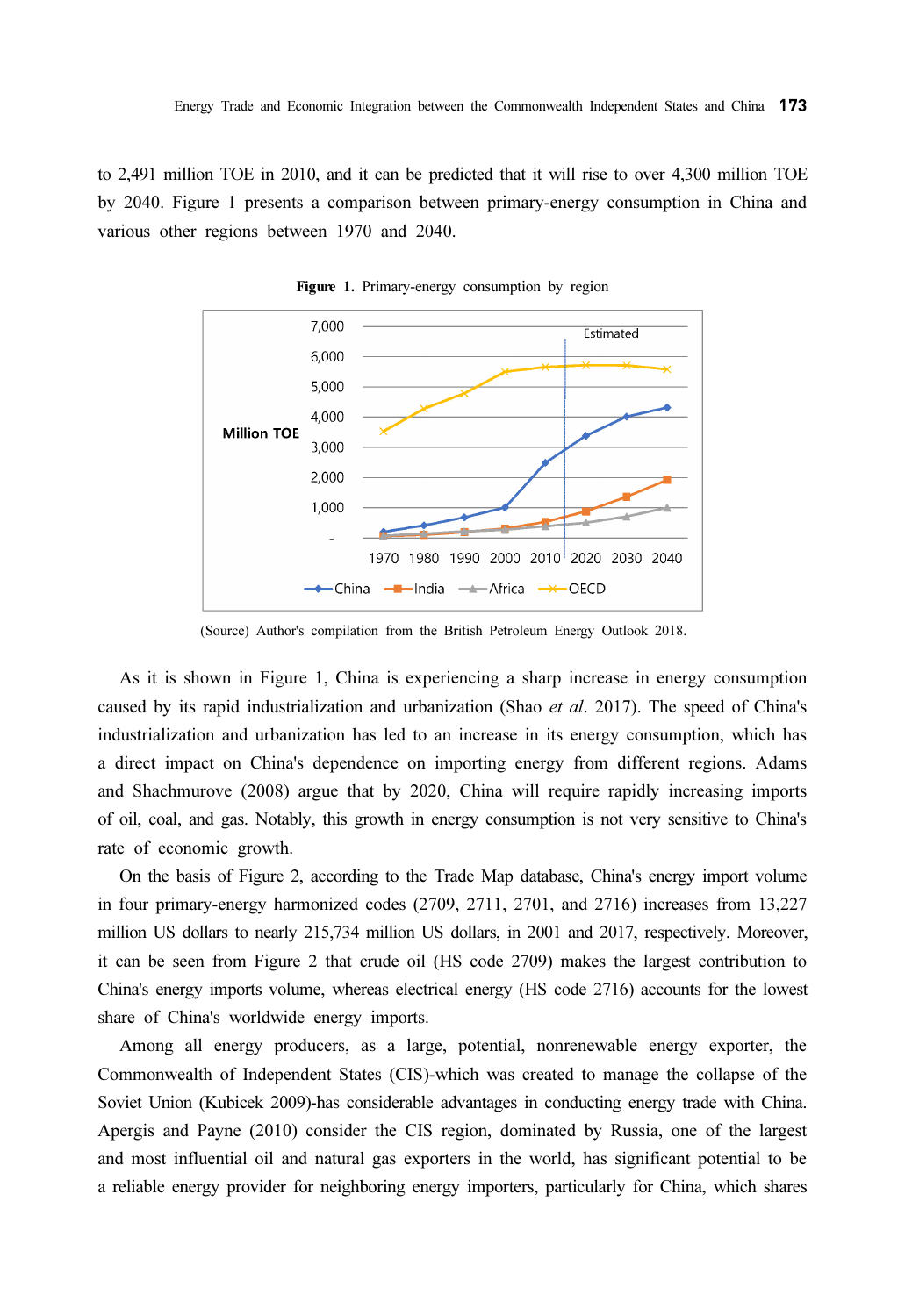to 2,491 million TOE in 2010, and it can be predicted that it will rise to over 4,300 million TOE by 2040. Figure 1 presents a comparison between primary-energy consumption in China and various other regions between 1970 and 2040.

**Figure 1.** Primary-energy consumption by region

(Source) Author's compilation from the British Petroleum Energy Outlook 2018.

As it is shown in Figure 1, China is experiencing a sharp increase in energy consumption caused by its rapid industrialization and urbanization (Shao *et al*. 2017). The speed of China's industrialization and urbanization has led to an increase in its energy consumption, which has a direct impact on China's dependence on importing energy from different regions. Adams and Shachmurove (2008) argue that by 2020, China will require rapidly increasing imports of oil, coal, and gas. Notably, this growth in energy consumption is not very sensitive to China's rate of economic growth.

On the basis of Figure 2, according to the Trade Map database, China's energy import volume in four primary-energy harmonized codes (2709, 2711, 2701, and 2716) increases from 13,227 million US dollars to nearly 215,734 million US dollars, in 2001 and 2017, respectively. Moreover, it can be seen from Figure 2 that crude oil (HS code 2709) makes the largest contribution to China's energy imports volume, whereas electrical energy (HS code 2716) accounts for the lowest share of China's worldwide energy imports.

Among all energy producers, as a large, potential, nonrenewable energy exporter, the Commonwealth of Independent States (CIS)-which was created to manage the collapse of the Soviet Union (Kubicek 2009)-has considerable advantages in conducting energy trade with China. Apergis and Payne (2010) consider the CIS region, dominated by Russia, one of the largest and most influential oil and natural gas exporters in the world, has significant potential to be a reliable energy provider for neighboring energy importers, particularly for China, which shares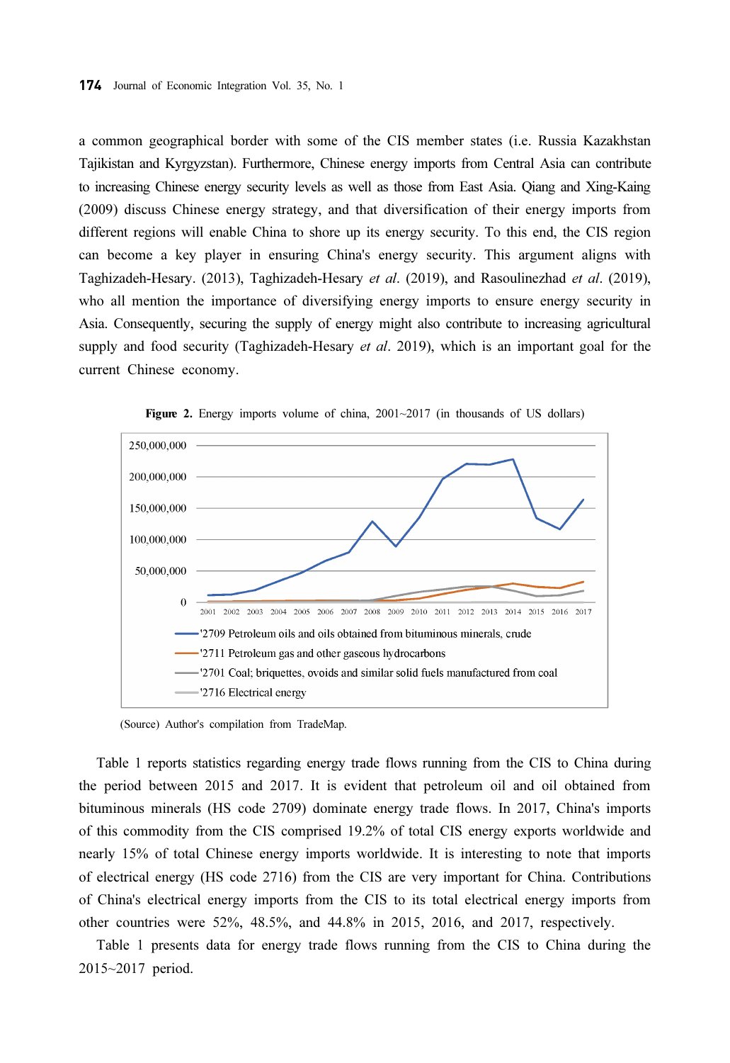a common geographical border with some of the CIS member states (i.e. Russia Kazakhstan Tajikistan and Kyrgyzstan). Furthermore, Chinese energy imports from Central Asia can contribute to increasing Chinese energy security levels as well as those from East Asia. Qiang and Xing-Kaing (2009) discuss Chinese energy strategy, and that diversification of their energy imports from different regions will enable China to shore up its energy security. To this end, the CIS region can become a key player in ensuring China's energy security. This argument aligns with Taghizadeh-Hesary. (2013), Taghizadeh-Hesary *et al*. (2019), and Rasoulinezhad *et al*. (2019), who all mention the importance of diversifying energy imports to ensure energy security in Asia. Consequently, securing the supply of energy might also contribute to increasing agricultural supply and food security (Taghizadeh-Hesary *et al*. 2019), which is an important goal for the current Chinese economy.

**Figure 2.** Energy imports volume of china, 2001~2017 (in thousands of US dollars)

(Source) Author's compilation from TradeMap.

Table 1 reports statistics regarding energy trade flows running from the CIS to China during the period between 2015 and 2017. It is evident that petroleum oil and oil obtained from bituminous minerals (HS code 2709) dominate energy trade flows. In 2017, China's imports of this commodity from the CIS comprised 19.2% of total CIS energy exports worldwide and nearly 15% of total Chinese energy imports worldwide. It is interesting to note that imports of electrical energy (HS code 2716) from the CIS are very important for China. Contributions of China's electrical energy imports from the CIS to its total electrical energy imports from other countries were 52%, 48.5%, and 44.8% in 2015, 2016, and 2017, respectively.

Table 1 presents data for energy trade flows running from the CIS to China during the 2015~2017 period.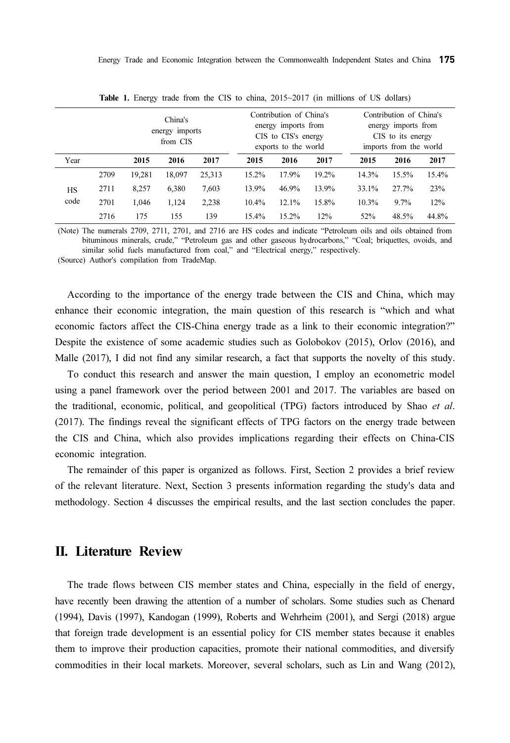**Table 1.** Energy trade from the CIS to china, 2015~2017 (in millions of US dollars)

| | | China's energy imports from CIS | | | Contribution of China's energy imports from CIS to CIS's energy exports to the world | | | Contribution of China's energy imports from CIS to its energy imports from the world | | |
|---|---|---|---|---|---|---|---|---|---|---|
| Year | | **2015** | **2016** | **2017** | **2015** | **2016** | **2017** | **2015** | **2016** | **2017** |
| HS code | 2709 | 19,281 | 18,097 | 25,313 | 15.2% | 17.9% | 19.2% | 14.3% | 15.5% | 15.4% |
| | 2711 | 8,257 | 6,380 | 7,603 | 13.9% | 46.9% | 13.9% | 33.1% | 27.7% | 23% |
| | 2701 | 1,046 | 1,124 | 2,238 | 10.4% | 12.1% | 15.8% | 10.3% | 9.7% | 12% |
| | 2716 | 175 | 155 | 139 | 15.4% | 15.2% | 12% | 52% | 48.5% | 44.8% |

(Note) The numerals 2709, 2711, 2701, and 2716 are HS codes and indicate "Petroleum oils and oils obtained from bituminous minerals, crude," "Petroleum gas and other gaseous hydrocarbons," "Coal; briquettes, ovoids, and similar solid fuels manufactured from coal," and "Electrical energy," respectively.

(Source) Author's compilation from TradeMap.

According to the importance of the energy trade between the CIS and China, which may enhance their economic integration, the main question of this research is "which and what economic factors affect the CIS-China energy trade as a link to their economic integration?" Despite the existence of some academic studies such as Golobokov (2015), Orlov (2016), and Malle (2017), I did not find any similar research, a fact that supports the novelty of this study.

To conduct this research and answer the main question, I employ an econometric model using a panel framework over the period between 2001 and 2017. The variables are based on the traditional, economic, political, and geopolitical (TPG) factors introduced by Shao *et al*. (2017). The findings reveal the significant effects of TPG factors on the energy trade between the CIS and China, which also provides implications regarding their effects on China-CIS economic integration.

The remainder of this paper is organized as follows. First, Section 2 provides a brief review of the relevant literature. Next, Section 3 presents information regarding the study's data and methodology. Section 4 discusses the empirical results, and the last section concludes the paper.

## II. Literature Review

The trade flows between CIS member states and China, especially in the field of energy, have recently been drawing the attention of a number of scholars. Some studies such as Chenard (1994), Davis (1997), Kandogan (1999), Roberts and Wehrheim (2001), and Sergi (2018) argue that foreign trade development is an essential policy for CIS member states because it enables them to improve their production capacities, promote their national commodities, and diversify commodities in their local markets. Moreover, several scholars, such as Lin and Wang (2012),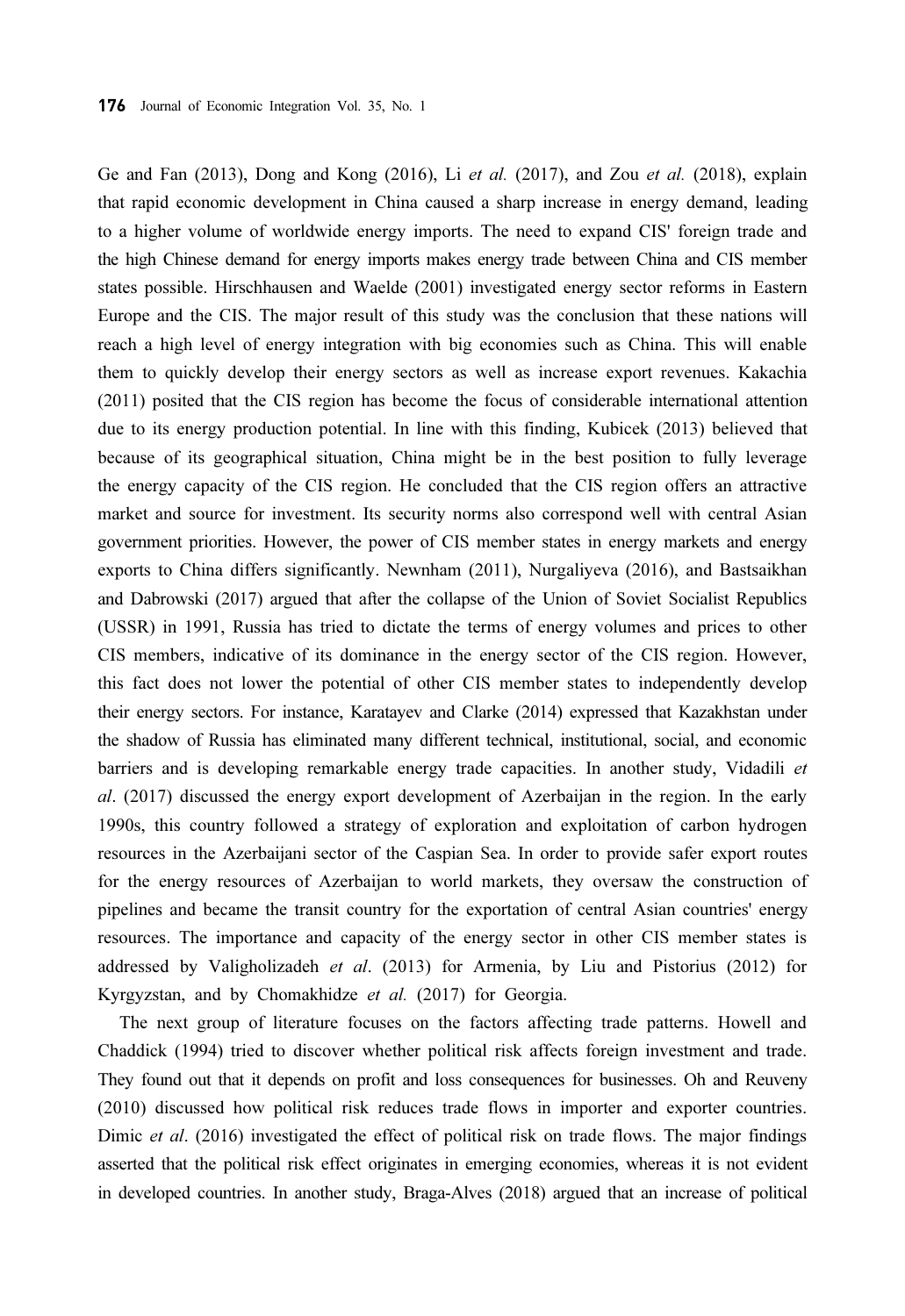Ge and Fan (2013), Dong and Kong (2016), Li *et al.* (2017), and Zou *et al.* (2018), explain that rapid economic development in China caused a sharp increase in energy demand, leading to a higher volume of worldwide energy imports. The need to expand CIS' foreign trade and the high Chinese demand for energy imports makes energy trade between China and CIS member states possible. Hirschhausen and Waelde (2001) investigated energy sector reforms in Eastern Europe and the CIS. The major result of this study was the conclusion that these nations will reach a high level of energy integration with big economies such as China. This will enable them to quickly develop their energy sectors as well as increase export revenues. Kakachia (2011) posited that the CIS region has become the focus of considerable international attention due to its energy production potential. In line with this finding, Kubicek (2013) believed that because of its geographical situation, China might be in the best position to fully leverage the energy capacity of the CIS region. He concluded that the CIS region offers an attractive market and source for investment. Its security norms also correspond well with central Asian government priorities. However, the power of CIS member states in energy markets and energy exports to China differs significantly. Newnham (2011), Nurgaliyeva (2016), and Bastsaikhan and Dabrowski (2017) argued that after the collapse of the Union of Soviet Socialist Republics (USSR) in 1991, Russia has tried to dictate the terms of energy volumes and prices to other CIS members, indicative of its dominance in the energy sector of the CIS region. However, this fact does not lower the potential of other CIS member states to independently develop their energy sectors. For instance, Karatayev and Clarke (2014) expressed that Kazakhstan under the shadow of Russia has eliminated many different technical, institutional, social, and economic barriers and is developing remarkable energy trade capacities. In another study, Vidadili *et al*. (2017) discussed the energy export development of Azerbaijan in the region. In the early 1990s, this country followed a strategy of exploration and exploitation of carbon hydrogen resources in the Azerbaijani sector of the Caspian Sea. In order to provide safer export routes for the energy resources of Azerbaijan to world markets, they oversaw the construction of pipelines and became the transit country for the exportation of central Asian countries' energy resources. The importance and capacity of the energy sector in other CIS member states is addressed by Valigholizadeh *et al*. (2013) for Armenia, by Liu and Pistorius (2012) for Kyrgyzstan, and by Chomakhidze *et al.* (2017) for Georgia.

The next group of literature focuses on the factors affecting trade patterns. Howell and Chaddick (1994) tried to discover whether political risk affects foreign investment and trade. They found out that it depends on profit and loss consequences for businesses. Oh and Reuveny (2010) discussed how political risk reduces trade flows in importer and exporter countries. Dimic *et al*. (2016) investigated the effect of political risk on trade flows. The major findings asserted that the political risk effect originates in emerging economies, whereas it is not evident in developed countries. In another study, Braga-Alves (2018) argued that an increase of political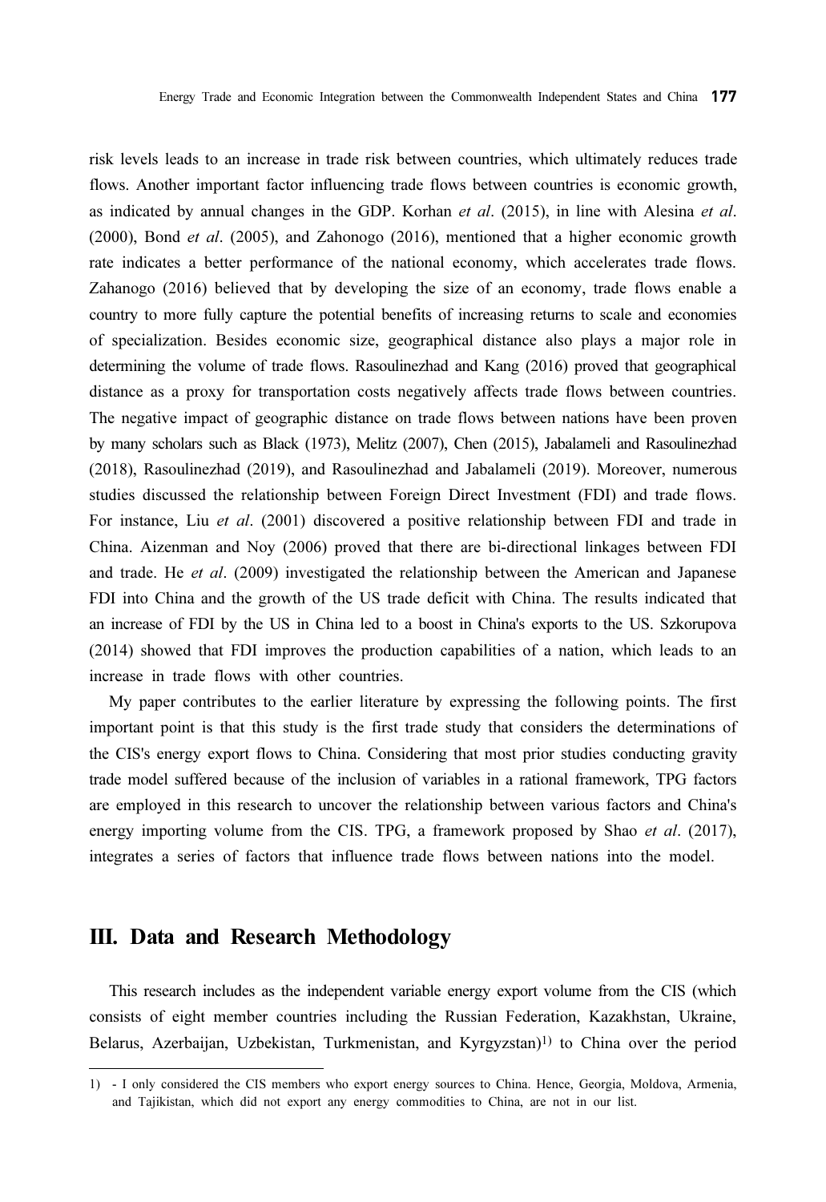risk levels leads to an increase in trade risk between countries, which ultimately reduces trade flows. Another important factor influencing trade flows between countries is economic growth, as indicated by annual changes in the GDP. Korhan *et al*. (2015), in line with Alesina *et al*. (2000), Bond *et al*. (2005), and Zahonogo (2016), mentioned that a higher economic growth rate indicates a better performance of the national economy, which accelerates trade flows. Zahanogo (2016) believed that by developing the size of an economy, trade flows enable a country to more fully capture the potential benefits of increasing returns to scale and economies of specialization. Besides economic size, geographical distance also plays a major role in determining the volume of trade flows. Rasoulinezhad and Kang (2016) proved that geographical distance as a proxy for transportation costs negatively affects trade flows between countries. The negative impact of geographic distance on trade flows between nations have been proven by many scholars such as Black (1973), Melitz (2007), Chen (2015), Jabalameli and Rasoulinezhad (2018), Rasoulinezhad (2019), and Rasoulinezhad and Jabalameli (2019). Moreover, numerous studies discussed the relationship between Foreign Direct Investment (FDI) and trade flows. For instance, Liu *et al*. (2001) discovered a positive relationship between FDI and trade in China. Aizenman and Noy (2006) proved that there are bi-directional linkages between FDI and trade. He *et al*. (2009) investigated the relationship between the American and Japanese FDI into China and the growth of the US trade deficit with China. The results indicated that an increase of FDI by the US in China led to a boost in China's exports to the US. Szkorupova (2014) showed that FDI improves the production capabilities of a nation, which leads to an increase in trade flows with other countries.

My paper contributes to the earlier literature by expressing the following points. The first important point is that this study is the first trade study that considers the determinations of the CIS's energy export flows to China. Considering that most prior studies conducting gravity trade model suffered because of the inclusion of variables in a rational framework, TPG factors are employed in this research to uncover the relationship between various factors and China's energy importing volume from the CIS. TPG, a framework proposed by Shao *et al*. (2017), integrates a series of factors that influence trade flows between nations into the model.

## III. Data and Research Methodology

This research includes as the independent variable energy export volume from the CIS (which consists of eight member countries including the Russian Federation, Kazakhstan, Ukraine, Belarus, Azerbaijan, Uzbekistan, Turkmenistan, and Kyrgyzstan)[1] to China over the period

---

1) - I only considered the CIS members who export energy sources to China. Hence, Georgia, Moldova, Armenia, and Tajikistan, which did not export any energy commodities to China, are not in our list.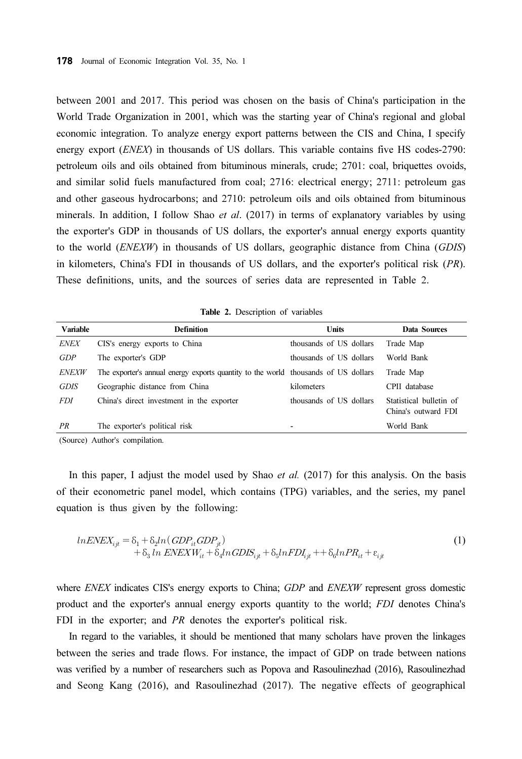between 2001 and 2017. This period was chosen on the basis of China's participation in the World Trade Organization in 2001, which was the starting year of China's regional and global economic integration. To analyze energy export patterns between the CIS and China, I specify energy export (*ENEX*) in thousands of US dollars. This variable contains five HS codes-2790: petroleum oils and oils obtained from bituminous minerals, crude; 2701: coal, briquettes ovoids, and similar solid fuels manufactured from coal; 2716: electrical energy; 2711: petroleum gas and other gaseous hydrocarbons; and 2710: petroleum oils and oils obtained from bituminous minerals. In addition, I follow Shao *et al*. (2017) in terms of explanatory variables by using the exporter's GDP in thousands of US dollars, the exporter's annual energy exports quantity to the world (*ENEXW*) in thousands of US dollars, geographic distance from China (*GDIS*) in kilometers, China's FDI in thousands of US dollars, and the exporter's political risk (*PR*). These definitions, units, and the sources of series data are represented in Table 2.

**Table 2.** Description of variables

| Variable | Definition | Units | Data Sources |
|---|---|---|---|
| *ENEX* | CIS's energy exports to China | thousands of US dollars | Trade Map |
| *GDP* | The exporter's GDP | thousands of US dollars | World Bank |
| *ENEXW* | The exporter's annual energy exports quantity to the world | thousands of US dollars | Trade Map |
| *GDIS* | Geographic distance from China | kilometers | CPII database |
| *FDI* | China's direct investment in the exporter | thousands of US dollars | Statistical bulletin of China's outward FDI |
| *PR* | The exporter's political risk | - | World Bank |

(Source) Author's compilation.

In this paper, I adjust the model used by Shao *et al.* (2017) for this analysis. On the basis of their econometric panel model, which contains (TPG) variables, and the series, my panel equation is thus given by the following:

$$
\begin{aligned}
lnENEX_{ijt} = \delta_1 + \delta_2 ln(GDP_{it} GDP_{jt}) \\
+ \delta_3 \, ln \, ENEXW_{it} + \delta_4 lnGDIS_{ijt} + \delta_5 lnFDI_{ijt} + + \delta_6 lnPR_{it} + \varepsilon_{ijt}
\end{aligned}
\tag{1}
$$

where *ENEX* indicates CIS's energy exports to China; *GDP* and *ENEXW* represent gross domestic product and the exporter's annual energy exports quantity to the world; *FDI* denotes China's FDI in the exporter; and *PR* denotes the exporter's political risk.

In regard to the variables, it should be mentioned that many scholars have proven the linkages between the series and trade flows. For instance, the impact of GDP on trade between nations was verified by a number of researchers such as Popova and Rasoulinezhad (2016), Rasoulinezhad and Seong Kang (2016), and Rasoulinezhad (2017). The negative effects of geographical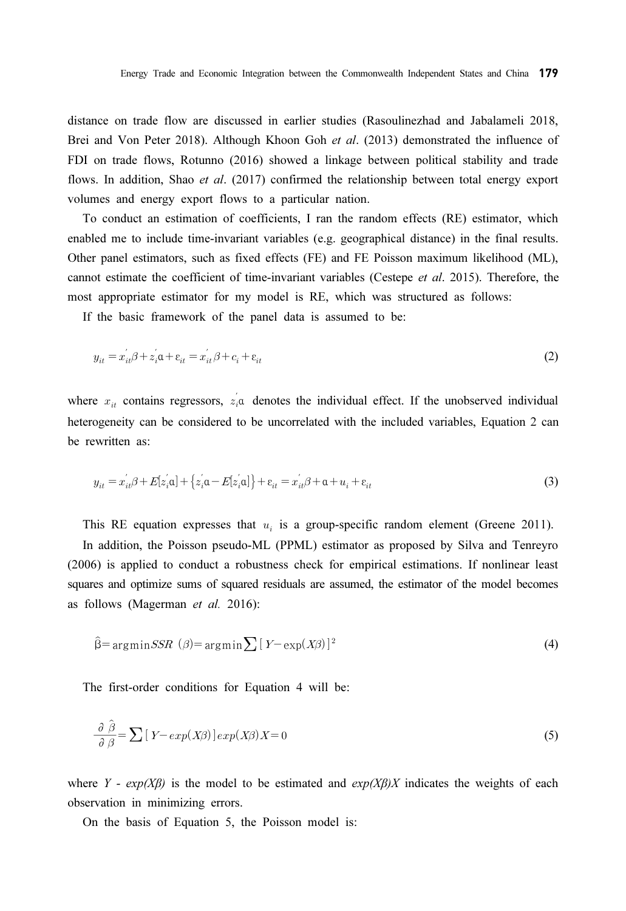distance on trade flow are discussed in earlier studies (Rasoulinezhad and Jabalameli 2018, Brei and Von Peter 2018). Although Khoon Goh *et al*. (2013) demonstrated the influence of FDI on trade flows, Rotunno (2016) showed a linkage between political stability and trade flows. In addition, Shao *et al*. (2017) confirmed the relationship between total energy export volumes and energy export flows to a particular nation.

To conduct an estimation of coefficients, I ran the random effects (RE) estimator, which enabled me to include time-invariant variables (e.g. geographical distance) in the final results. Other panel estimators, such as fixed effects (FE) and FE Poisson maximum likelihood (ML), cannot estimate the coefficient of time-invariant variables (Cestepe *et al*. 2015). Therefore, the most appropriate estimator for my model is RE, which was structured as follows:

If the basic framework of the panel data is assumed to be:

$$y_{it} = x_{it}^{'}\beta + z_{i}^{'}\alpha + \varepsilon_{it} = x_{it}^{'}\beta + c_i + \varepsilon_{it} \tag{2}$$

where $x_{it}$ contains regressors, $z_{i}^{'}\alpha$ denotes the individual effect. If the unobserved individual heterogeneity can be considered to be uncorrelated with the included variables, Equation 2 can be rewritten as:

$$y_{it} = x_{it}^{'}\beta + E[z_{i}^{'}\alpha] + \left\{z_{i}^{'}\alpha - E[z_{i}^{'}\alpha]\right\} + \varepsilon_{it} = x_{it}^{'}\beta + \alpha + u_i + \varepsilon_{it} \tag{3}$$

This RE equation expresses that $u_i$ is a group-specific random element (Greene 2011).

In addition, the Poisson pseudo-ML (PPML) estimator as proposed by Silva and Tenreyro (2006) is applied to conduct a robustness check for empirical estimations. If nonlinear least squares and optimize sums of squared residuals are assumed, the estimator of the model becomes as follows (Magerman *et al.* 2016):

$$\hat{\beta} = \arg\min SSR\ (\beta) = \arg\min \sum [Y - \exp(X\beta)]^2 \tag{4}$$

The first-order conditions for Equation 4 will be:

$$\frac{\partial\ \hat{\beta}}{\partial\ \beta} = \sum [Y - exp(X\beta)]\, exp(X\beta) X = 0 \tag{5}$$

where *Y - exp(Xβ)* is the model to be estimated and *exp(Xβ)X* indicates the weights of each observation in minimizing errors.

On the basis of Equation 5, the Poisson model is: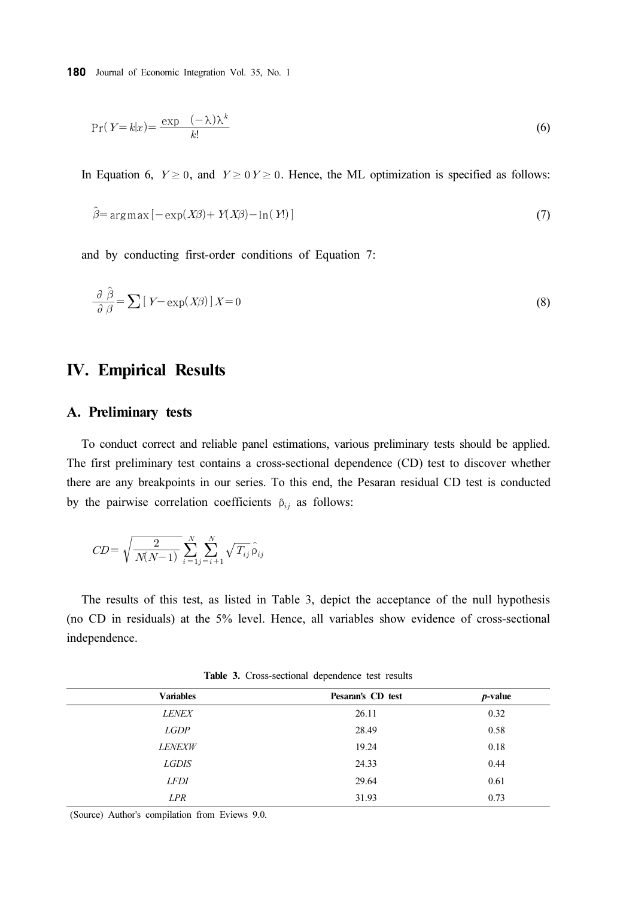$$\Pr(Y = k|x) = \frac{\exp \quad (-\lambda)\lambda^k}{k!} \tag{6}$$

In Equation 6, $Y \geq 0$, and $Y \geq 0 Y \geq 0$. Hence, the ML optimization is specified as follows:

$$\hat{\beta} = \arg\max[-\exp(X\beta) + Y(X\beta) - \ln(Y!)] \tag{7}$$

and by conducting first-order conditions of Equation 7:

$$\frac{\partial \hat{\beta}}{\partial \beta} = \sum [Y - \exp(X\beta)] X = 0 \tag{8}$$

# IV. Empirical Results

## A. Preliminary tests

To conduct correct and reliable panel estimations, various preliminary tests should be applied. The first preliminary test contains a cross-sectional dependence (CD) test to discover whether there are any breakpoints in our series. To this end, the Pesaran residual CD test is conducted by the pairwise correlation coefficients $\hat{\rho}_{ij}$ as follows:

$$CD = \sqrt{\frac{2}{N(N-1)}} \sum_{i=1}^{N} \sum_{j=i+1}^{N} \sqrt{T_{ij}} \hat{\rho}_{ij}$$

The results of this test, as listed in Table 3, depict the acceptance of the null hypothesis (no CD in residuals) at the 5% level. Hence, all variables show evidence of cross-sectional independence.

**Table 3.** Cross-sectional dependence test results

| Variables | Pesaran's CD test | *p*-value |
|---|---|---|
| *LENEX* | 26.11 | 0.32 |
| *LGDP* | 28.49 | 0.58 |
| *LENEXW* | 19.24 | 0.18 |
| *LGDIS* | 24.33 | 0.44 |
| *LFDI* | 29.64 | 0.61 |
| *LPR* | 31.93 | 0.73 |

(Source) Author's compilation from Eviews 9.0.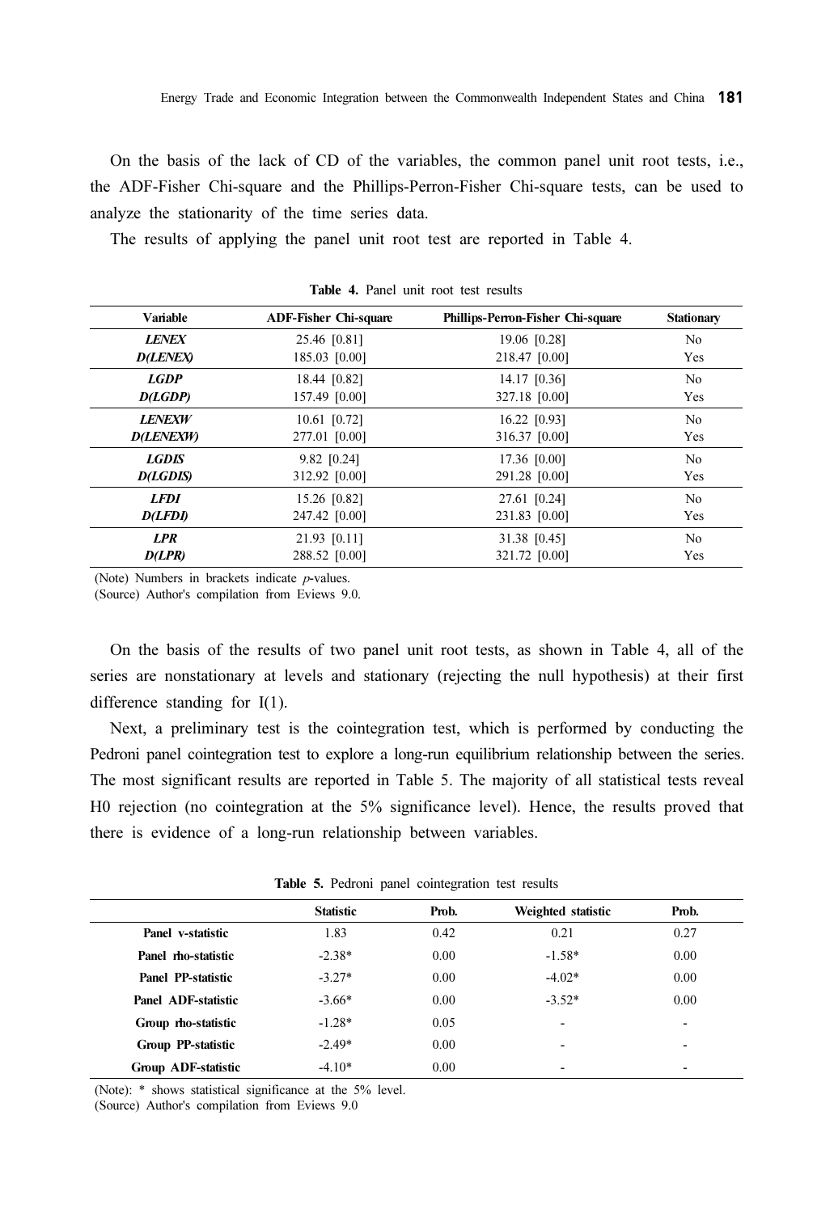On the basis of the lack of CD of the variables, the common panel unit root tests, i.e., the ADF-Fisher Chi-square and the Phillips-Perron-Fisher Chi-square tests, can be used to analyze the stationarity of the time series data.

The results of applying the panel unit root test are reported in Table 4.

**Table 4.** Panel unit root test results

| Variable | ADF-Fisher Chi-square | Phillips-Perron-Fisher Chi-square | Stationary |
|---|---|---|---|
| ***LENEX*** | 25.46 [0.81] | 19.06 [0.28] | No |
| ***D(LENEX)*** | 185.03 [0.00] | 218.47 [0.00] | Yes |
| ***LGDP*** | 18.44 [0.82] | 14.17 [0.36] | No |
| ***D(LGDP)*** | 157.49 [0.00] | 327.18 [0.00] | Yes |
| ***LENEXW*** | 10.61 [0.72] | 16.22 [0.93] | No |
| ***D(LENEXW)*** | 277.01 [0.00] | 316.37 [0.00] | Yes |
| ***LGDIS*** | 9.82 [0.24] | 17.36 [0.00] | No |
| ***D(LGDIS)*** | 312.92 [0.00] | 291.28 [0.00] | Yes |
| ***LFDI*** | 15.26 [0.82] | 27.61 [0.24] | No |
| ***D(LFDI)*** | 247.42 [0.00] | 231.83 [0.00] | Yes |
| ***LPR*** | 21.93 [0.11] | 31.38 [0.45] | No |
| ***D(LPR)*** | 288.52 [0.00] | 321.72 [0.00] | Yes |

(Note) Numbers in brackets indicate *p*-values.
(Source) Author's compilation from Eviews 9.0.

On the basis of the results of two panel unit root tests, as shown in Table 4, all of the series are nonstationary at levels and stationary (rejecting the null hypothesis) at their first difference standing for I(1).

Next, a preliminary test is the cointegration test, which is performed by conducting the Pedroni panel cointegration test to explore a long-run equilibrium relationship between the series. The most significant results are reported in Table 5. The majority of all statistical tests reveal H0 rejection (no cointegration at the 5% significance level). Hence, the results proved that there is evidence of a long-run relationship between variables.

**Table 5.** Pedroni panel cointegration test results

| | Statistic | Prob. | Weighted statistic | Prob. |
|---|---|---|---|---|
| **Panel v-statistic** | 1.83 | 0.42 | 0.21 | 0.27 |
| **Panel rho-statistic** | -2.38* | 0.00 | -1.58* | 0.00 |
| **Panel PP-statistic** | -3.27* | 0.00 | -4.02* | 0.00 |
| **Panel ADF-statistic** | -3.66* | 0.00 | -3.52* | 0.00 |
| **Group rho-statistic** | -1.28* | 0.05 | - | - |
| **Group PP-statistic** | -2.49* | 0.00 | - | - |
| **Group ADF-statistic** | -4.10* | 0.00 | - | - |

(Note): * shows statistical significance at the 5% level.
(Source) Author's compilation from Eviews 9.0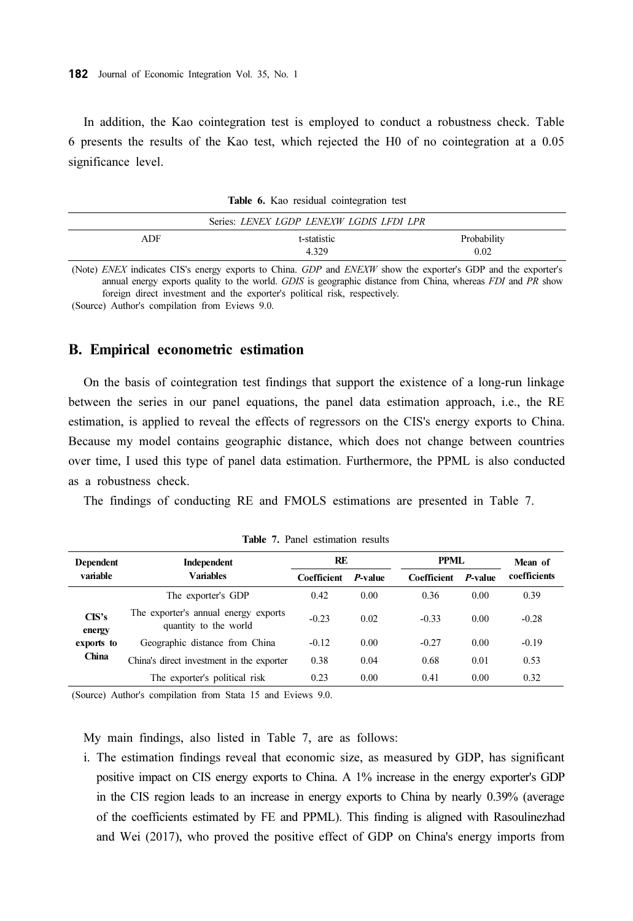In addition, the Kao cointegration test is employed to conduct a robustness check. Table 6 presents the results of the Kao test, which rejected the H0 of no cointegration at a 0.05 significance level.

**Table 6.** Kao residual cointegration test

| Series: *LENEX LGDP LENEXW LGDIS LFDI LPR* | | |
|---|---|---|
| ADF | t-statistic | Probability |
| | 4.329 | 0.02 |

(Note) *ENEX* indicates CIS's energy exports to China. *GDP* and *ENEXW* show the exporter's GDP and the exporter's annual energy exports quality to the world. *GDIS* is geographic distance from China, whereas *FDI* and *PR* show foreign direct investment and the exporter's political risk, respectively.
(Source) Author's compilation from Eviews 9.0.

## B. Empirical econometric estimation

On the basis of cointegration test findings that support the existence of a long-run linkage between the series in our panel equations, the panel data estimation approach, i.e., the RE estimation, is applied to reveal the effects of regressors on the CIS's energy exports to China. Because my model contains geographic distance, which does not change between countries over time, I used this type of panel data estimation. Furthermore, the PPML is also conducted as a robustness check.

The findings of conducting RE and FMOLS estimations are presented in Table 7.

**Table 7.** Panel estimation results

| Dependent variable | Independent Variables | RE | | PPML | | Mean of coefficients |
|---|---|---|---|---|---|---|
| | | Coefficient | *P*-value | Coefficient | *P*-value | |
| CIS's energy exports to China | The exporter's GDP | 0.42 | 0.00 | 0.36 | 0.00 | 0.39 |
| | The exporter's annual energy exports quantity to the world | -0.23 | 0.02 | -0.33 | 0.00 | -0.28 |
| | Geographic distance from China | -0.12 | 0.00 | -0.27 | 0.00 | -0.19 |
| | China's direct investment in the exporter | 0.38 | 0.04 | 0.68 | 0.01 | 0.53 |
| | The exporter's political risk | 0.23 | 0.00 | 0.41 | 0.00 | 0.32 |

(Source) Author's compilation from Stata 15 and Eviews 9.0.

My main findings, also listed in Table 7, are as follows:

i. The estimation findings reveal that economic size, as measured by GDP, has significant positive impact on CIS energy exports to China. A 1% increase in the energy exporter's GDP in the CIS region leads to an increase in energy exports to China by nearly 0.39% (average of the coefficients estimated by FE and PPML). This finding is aligned with Rasoulinezhad and Wei (2017), who proved the positive effect of GDP on China's energy imports from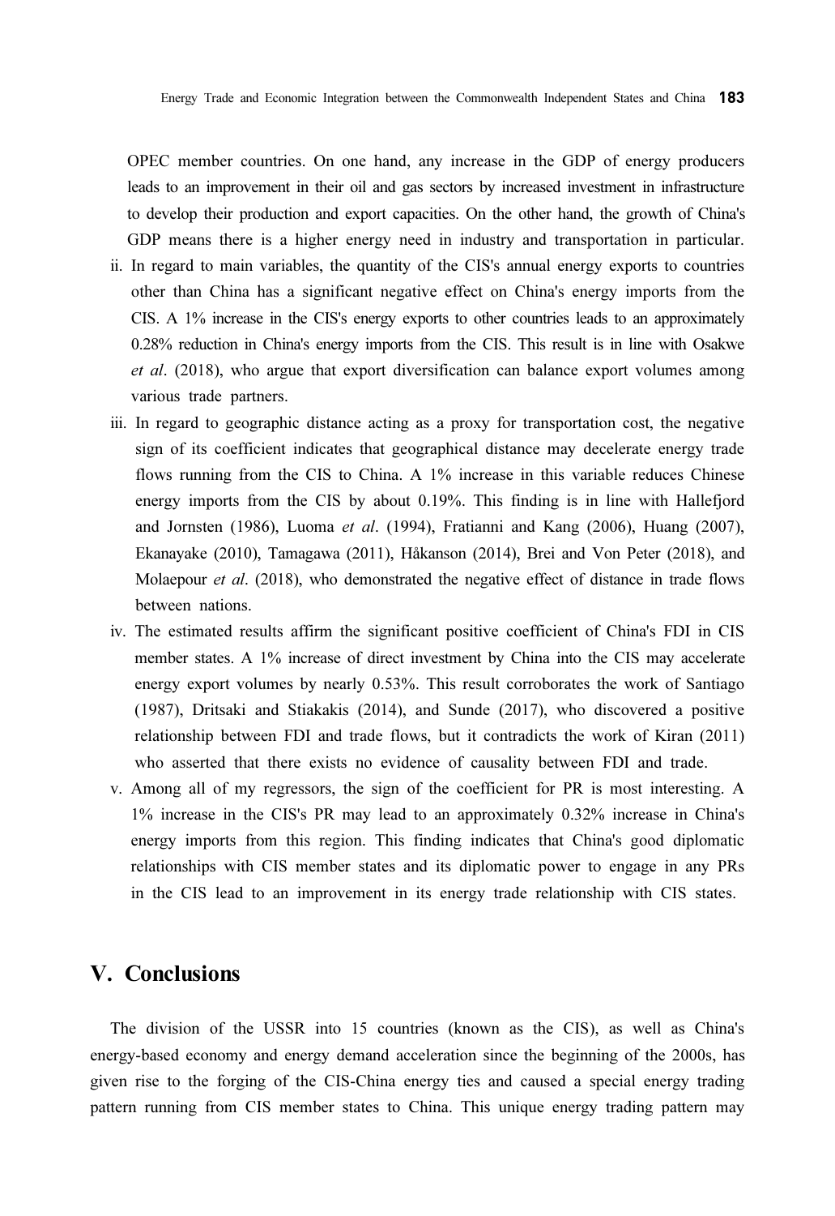OPEC member countries. On one hand, any increase in the GDP of energy producers leads to an improvement in their oil and gas sectors by increased investment in infrastructure to develop their production and export capacities. On the other hand, the growth of China's GDP means there is a higher energy need in industry and transportation in particular.

ii. In regard to main variables, the quantity of the CIS's annual energy exports to countries other than China has a significant negative effect on China's energy imports from the CIS. A 1% increase in the CIS's energy exports to other countries leads to an approximately 0.28% reduction in China's energy imports from the CIS. This result is in line with Osakwe *et al*. (2018), who argue that export diversification can balance export volumes among various trade partners.

iii. In regard to geographic distance acting as a proxy for transportation cost, the negative sign of its coefficient indicates that geographical distance may decelerate energy trade flows running from the CIS to China. A 1% increase in this variable reduces Chinese energy imports from the CIS by about 0.19%. This finding is in line with Hallefjord and Jornsten (1986), Luoma *et al*. (1994), Fratianni and Kang (2006), Huang (2007), Ekanayake (2010), Tamagawa (2011), Håkanson (2014), Brei and Von Peter (2018), and Molaepour *et al*. (2018), who demonstrated the negative effect of distance in trade flows between nations.

iv. The estimated results affirm the significant positive coefficient of China's FDI in CIS member states. A 1% increase of direct investment by China into the CIS may accelerate energy export volumes by nearly 0.53%. This result corroborates the work of Santiago (1987), Dritsaki and Stiakakis (2014), and Sunde (2017), who discovered a positive relationship between FDI and trade flows, but it contradicts the work of Kiran (2011) who asserted that there exists no evidence of causality between FDI and trade.

v. Among all of my regressors, the sign of the coefficient for PR is most interesting. A 1% increase in the CIS's PR may lead to an approximately 0.32% increase in China's energy imports from this region. This finding indicates that China's good diplomatic relationships with CIS member states and its diplomatic power to engage in any PRs in the CIS lead to an improvement in its energy trade relationship with CIS states.

## V. Conclusions

The division of the USSR into 15 countries (known as the CIS), as well as China's energy-based economy and energy demand acceleration since the beginning of the 2000s, has given rise to the forging of the CIS-China energy ties and caused a special energy trading pattern running from CIS member states to China. This unique energy trading pattern may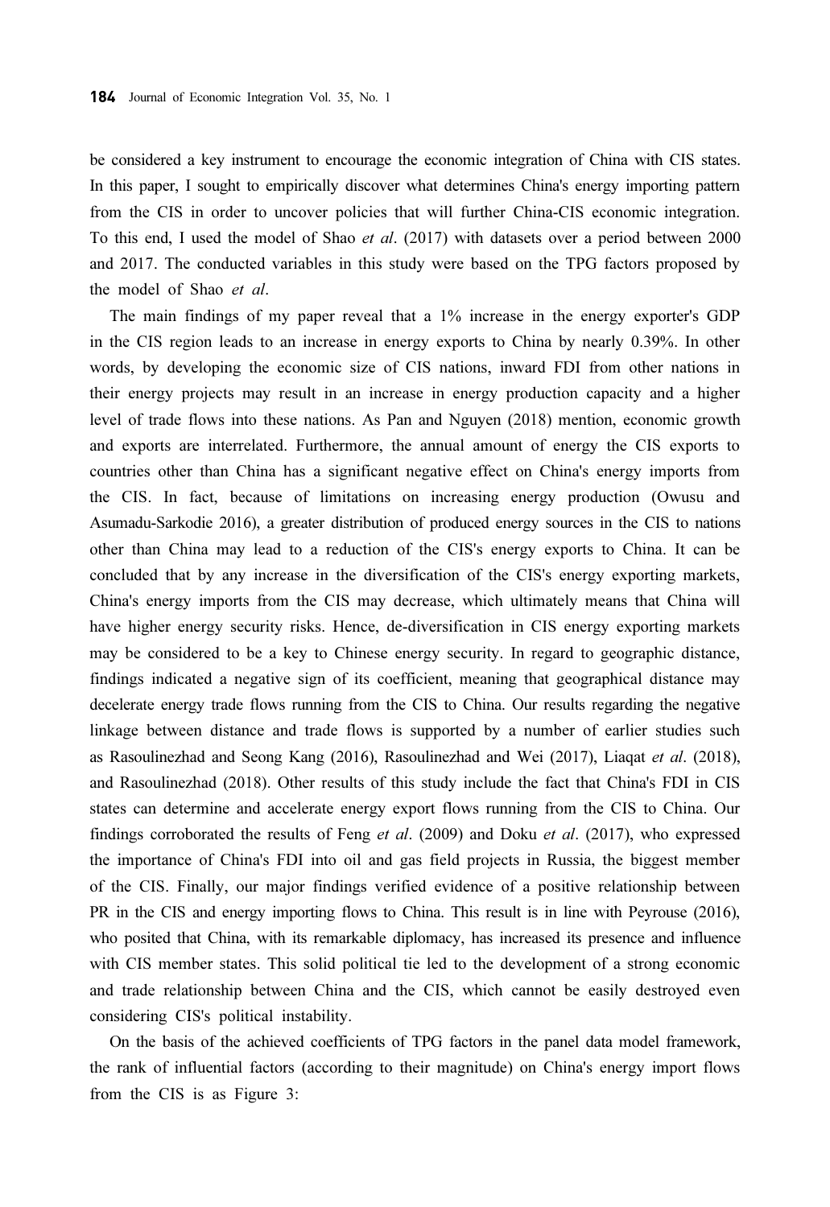be considered a key instrument to encourage the economic integration of China with CIS states. In this paper, I sought to empirically discover what determines China's energy importing pattern from the CIS in order to uncover policies that will further China-CIS economic integration. To this end, I used the model of Shao *et al*. (2017) with datasets over a period between 2000 and 2017. The conducted variables in this study were based on the TPG factors proposed by the model of Shao *et al*.

The main findings of my paper reveal that a 1% increase in the energy exporter's GDP in the CIS region leads to an increase in energy exports to China by nearly 0.39%. In other words, by developing the economic size of CIS nations, inward FDI from other nations in their energy projects may result in an increase in energy production capacity and a higher level of trade flows into these nations. As Pan and Nguyen (2018) mention, economic growth and exports are interrelated. Furthermore, the annual amount of energy the CIS exports to countries other than China has a significant negative effect on China's energy imports from the CIS. In fact, because of limitations on increasing energy production (Owusu and Asumadu-Sarkodie 2016), a greater distribution of produced energy sources in the CIS to nations other than China may lead to a reduction of the CIS's energy exports to China. It can be concluded that by any increase in the diversification of the CIS's energy exporting markets, China's energy imports from the CIS may decrease, which ultimately means that China will have higher energy security risks. Hence, de-diversification in CIS energy exporting markets may be considered to be a key to Chinese energy security. In regard to geographic distance, findings indicated a negative sign of its coefficient, meaning that geographical distance may decelerate energy trade flows running from the CIS to China. Our results regarding the negative linkage between distance and trade flows is supported by a number of earlier studies such as Rasoulinezhad and Seong Kang (2016), Rasoulinezhad and Wei (2017), Liaqat *et al*. (2018), and Rasoulinezhad (2018). Other results of this study include the fact that China's FDI in CIS states can determine and accelerate energy export flows running from the CIS to China. Our findings corroborated the results of Feng *et al*. (2009) and Doku *et al*. (2017), who expressed the importance of China's FDI into oil and gas field projects in Russia, the biggest member of the CIS. Finally, our major findings verified evidence of a positive relationship between PR in the CIS and energy importing flows to China. This result is in line with Peyrouse (2016), who posited that China, with its remarkable diplomacy, has increased its presence and influence with CIS member states. This solid political tie led to the development of a strong economic and trade relationship between China and the CIS, which cannot be easily destroyed even considering CIS's political instability.

On the basis of the achieved coefficients of TPG factors in the panel data model framework, the rank of influential factors (according to their magnitude) on China's energy import flows from the CIS is as Figure 3: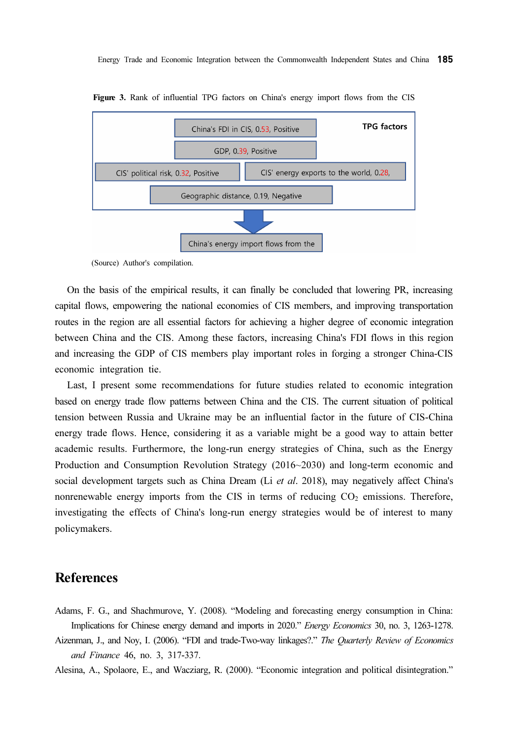**Figure 3.** Rank of influential TPG factors on China's energy import flows from the CIS

TPG factors

- China's FDI in CIS, 0.53, Positive
- GDP, 0.39, Positive
- CIS' political risk, 0.32, Positive
- CIS' energy exports to the world, 0.28,
- Geographic distance, 0.19, Negative

↓

China's energy import flows from the

(Source) Author's compilation.

On the basis of the empirical results, it can finally be concluded that lowering PR, increasing capital flows, empowering the national economies of CIS members, and improving transportation routes in the region are all essential factors for achieving a higher degree of economic integration between China and the CIS. Among these factors, increasing China's FDI flows in this region and increasing the GDP of CIS members play important roles in forging a stronger China-CIS economic integration tie.

Last, I present some recommendations for future studies related to economic integration based on energy trade flow patterns between China and the CIS. The current situation of political tension between Russia and Ukraine may be an influential factor in the future of CIS-China energy trade flows. Hence, considering it as a variable might be a good way to attain better academic results. Furthermore, the long-run energy strategies of China, such as the Energy Production and Consumption Revolution Strategy (2016~2030) and long-term economic and social development targets such as China Dream (Li *et al*. 2018), may negatively affect China's nonrenewable energy imports from the CIS in terms of reducing $CO_2$ emissions. Therefore, investigating the effects of China's long-run energy strategies would be of interest to many policymakers.

# References

Adams, F. G., and Shachmurove, Y. (2008). "Modeling and forecasting energy consumption in China: Implications for Chinese energy demand and imports in 2020." *Energy Economics* 30, no. 3, 1263-1278.

Aizenman, J., and Noy, I. (2006). "FDI and trade-Two-way linkages?." *The Quarterly Review of Economics and Finance* 46, no. 3, 317-337.

Alesina, A., Spolaore, E., and Wacziarg, R. (2000). "Economic integration and political disintegration."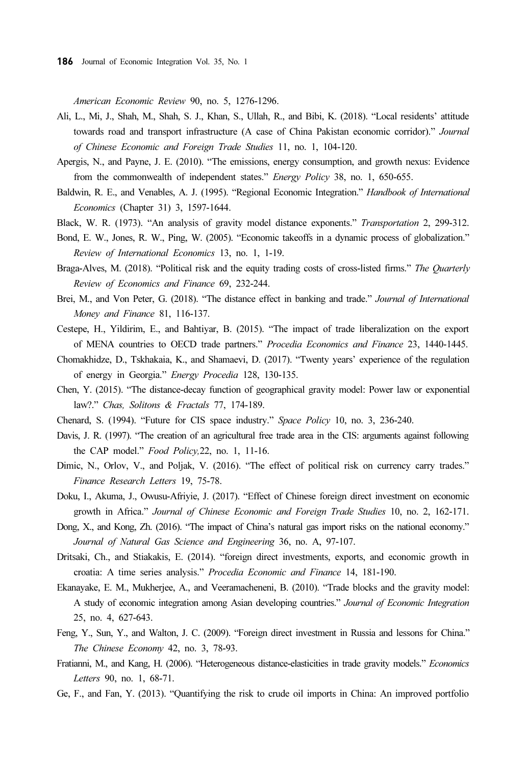*American Economic Review* 90, no. 5, 1276-1296.

Ali, L., Mi, J., Shah, M., Shah, S. J., Khan, S., Ullah, R., and Bibi, K. (2018). “Local residents’ attitude towards road and transport infrastructure (A case of China Pakistan economic corridor).” *Journal of Chinese Economic and Foreign Trade Studies* 11, no. 1, 104-120.

Apergis, N., and Payne, J. E. (2010). “The emissions, energy consumption, and growth nexus: Evidence from the commonwealth of independent states.” *Energy Policy* 38, no. 1, 650-655.

Baldwin, R. E., and Venables, A. J. (1995). “Regional Economic Integration.” *Handbook of International Economics* (Chapter 31) 3, 1597-1644.

Black, W. R. (1973). “An analysis of gravity model distance exponents.” *Transportation* 2, 299-312.

Bond, E. W., Jones, R. W., Ping, W. (2005). “Economic takeoffs in a dynamic process of globalization.” *Review of International Economics* 13, no. 1, 1-19.

Braga-Alves, M. (2018). “Political risk and the equity trading costs of cross-listed firms.” *The Quarterly Review of Economics and Finance* 69, 232-244.

Brei, M., and Von Peter, G. (2018). “The distance effect in banking and trade.” *Journal of International Money and Finance* 81, 116-137.

Cestepe, H., Yildirim, E., and Bahtiyar, B. (2015). “The impact of trade liberalization on the export of MENA countries to OECD trade partners.” *Procedia Economics and Finance* 23, 1440-1445.

Chomakhidze, D., Tskhakaia, K., and Shamaevi, D. (2017). “Twenty years’ experience of the regulation of energy in Georgia.” *Energy Procedia* 128, 130-135.

Chen, Y. (2015). “The distance-decay function of geographical gravity model: Power law or exponential law?.” *Chas, Solitons & Fractals* 77, 174-189.

Chenard, S. (1994). “Future for CIS space industry.” *Space Policy* 10, no. 3, 236-240.

Davis, J. R. (1997). “The creation of an agricultural free trade area in the CIS: arguments against following the CAP model.” *Food Policy,*22, no. 1, 11-16.

Dimic, N., Orlov, V., and Poljak, V. (2016). “The effect of political risk on currency carry trades.” *Finance Research Letters* 19, 75-78.

Doku, I., Akuma, J., Owusu-Afriyie, J. (2017). “Effect of Chinese foreign direct investment on economic growth in Africa.” *Journal of Chinese Economic and Foreign Trade Studies* 10, no. 2, 162-171.

Dong, X., and Kong, Zh. (2016). “The impact of China’s natural gas import risks on the national economy.” *Journal of Natural Gas Science and Engineering* 36, no. A, 97-107.

Dritsaki, Ch., and Stiakakis, E. (2014). “foreign direct investments, exports, and economic growth in croatia: A time series analysis.” *Procedia Economic and Finance* 14, 181-190.

Ekanayake, E. M., Mukherjee, A., and Veeramacheneni, B. (2010). “Trade blocks and the gravity model: A study of economic integration among Asian developing countries.” *Journal of Economic Integration* 25, no. 4, 627-643.

Feng, Y., Sun, Y., and Walton, J. C. (2009). “Foreign direct investment in Russia and lessons for China.” *The Chinese Economy* 42, no. 3, 78-93.

Fratianni, M., and Kang, H. (2006). “Heterogeneous distance-elasticities in trade gravity models.” *Economics Letters* 90, no. 1, 68-71.

Ge, F., and Fan, Y. (2013). “Quantifying the risk to crude oil imports in China: An improved portfolio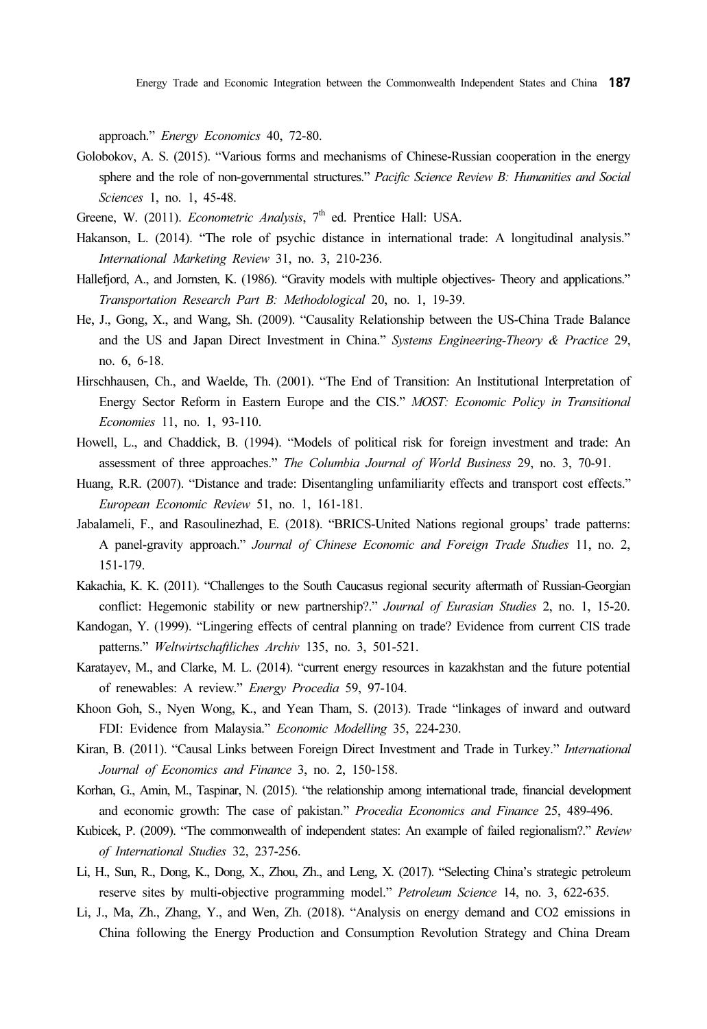approach." *Energy Economics* 40, 72-80.

Golobokov, A. S. (2015). "Various forms and mechanisms of Chinese-Russian cooperation in the energy sphere and the role of non-governmental structures." *Pacific Science Review B: Humanities and Social Sciences* 1, no. 1, 45-48.

Greene, W. (2011). *Econometric Analysis*, 7th ed. Prentice Hall: USA.

Hakanson, L. (2014). "The role of psychic distance in international trade: A longitudinal analysis." *International Marketing Review* 31, no. 3, 210-236.

Hallefjord, A., and Jornsten, K. (1986). "Gravity models with multiple objectives- Theory and applications." *Transportation Research Part B: Methodological* 20, no. 1, 19-39.

He, J., Gong, X., and Wang, Sh. (2009). "Causality Relationship between the US-China Trade Balance and the US and Japan Direct Investment in China." *Systems Engineering-Theory & Practice* 29, no. 6, 6-18.

Hirschhausen, Ch., and Waelde, Th. (2001). "The End of Transition: An Institutional Interpretation of Energy Sector Reform in Eastern Europe and the CIS." *MOST: Economic Policy in Transitional Economies* 11, no. 1, 93-110.

Howell, L., and Chaddick, B. (1994). "Models of political risk for foreign investment and trade: An assessment of three approaches." *The Columbia Journal of World Business* 29, no. 3, 70-91.

Huang, R.R. (2007). "Distance and trade: Disentangling unfamiliarity effects and transport cost effects." *European Economic Review* 51, no. 1, 161-181.

Jabalameli, F., and Rasoulinezhad, E. (2018). "BRICS-United Nations regional groups' trade patterns: A panel-gravity approach." *Journal of Chinese Economic and Foreign Trade Studies* 11, no. 2, 151-179.

Kakachia, K. K. (2011). "Challenges to the South Caucasus regional security aftermath of Russian-Georgian conflict: Hegemonic stability or new partnership?." *Journal of Eurasian Studies* 2, no. 1, 15-20.

Kandogan, Y. (1999). "Lingering effects of central planning on trade? Evidence from current CIS trade patterns." *Weltwirtschaftliches Archiv* 135, no. 3, 501-521.

Karatayev, M., and Clarke, M. L. (2014). "current energy resources in kazakhstan and the future potential of renewables: A review." *Energy Procedia* 59, 97-104.

Khoon Goh, S., Nyen Wong, K., and Yean Tham, S. (2013). Trade "linkages of inward and outward FDI: Evidence from Malaysia." *Economic Modelling* 35, 224-230.

Kiran, B. (2011). "Causal Links between Foreign Direct Investment and Trade in Turkey." *International Journal of Economics and Finance* 3, no. 2, 150-158.

Korhan, G., Amin, M., Taspinar, N. (2015). "the relationship among international trade, financial development and economic growth: The case of pakistan." *Procedia Economics and Finance* 25, 489-496.

Kubicek, P. (2009). "The commonwealth of independent states: An example of failed regionalism?." *Review of International Studies* 32, 237-256.

Li, H., Sun, R., Dong, K., Dong, X., Zhou, Zh., and Leng, X. (2017). "Selecting China's strategic petroleum reserve sites by multi-objective programming model." *Petroleum Science* 14, no. 3, 622-635.

Li, J., Ma, Zh., Zhang, Y., and Wen, Zh. (2018). "Analysis on energy demand and CO2 emissions in China following the Energy Production and Consumption Revolution Strategy and China Dream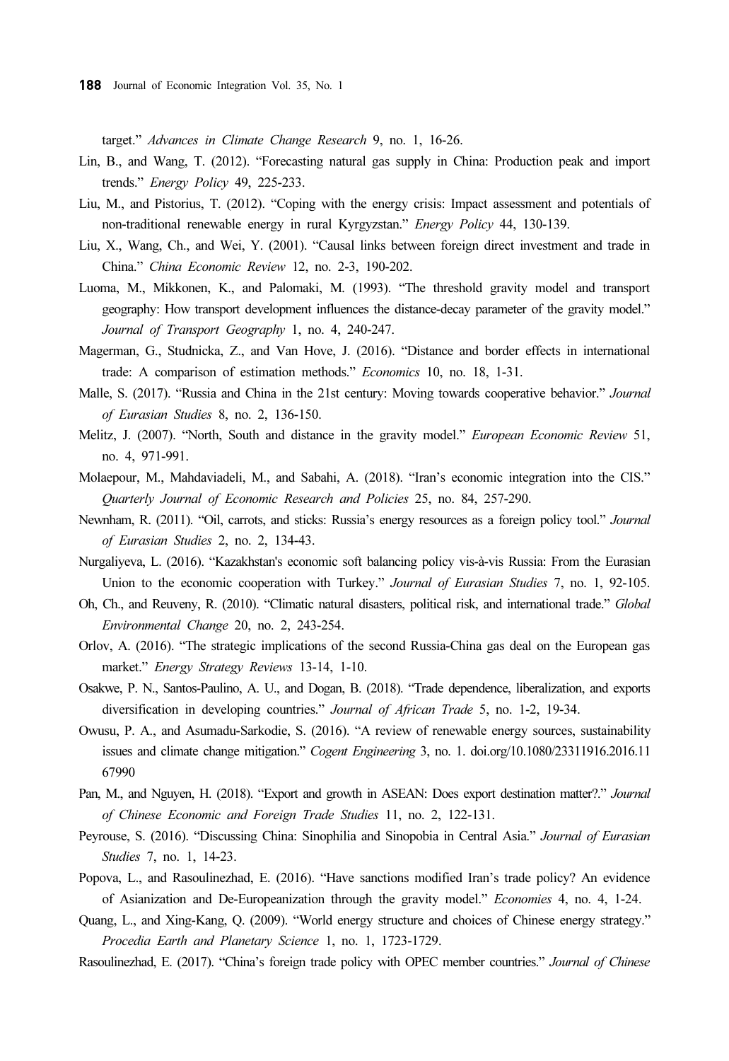target." *Advances in Climate Change Research* 9, no. 1, 16-26.

Lin, B., and Wang, T. (2012). "Forecasting natural gas supply in China: Production peak and import trends." *Energy Policy* 49, 225-233.

Liu, M., and Pistorius, T. (2012). "Coping with the energy crisis: Impact assessment and potentials of non-traditional renewable energy in rural Kyrgyzstan." *Energy Policy* 44, 130-139.

Liu, X., Wang, Ch., and Wei, Y. (2001). "Causal links between foreign direct investment and trade in China." *China Economic Review* 12, no. 2-3, 190-202.

Luoma, M., Mikkonen, K., and Palomaki, M. (1993). "The threshold gravity model and transport geography: How transport development influences the distance-decay parameter of the gravity model." *Journal of Transport Geography* 1, no. 4, 240-247.

Magerman, G., Studnicka, Z., and Van Hove, J. (2016). "Distance and border effects in international trade: A comparison of estimation methods." *Economics* 10, no. 18, 1-31.

Malle, S. (2017). "Russia and China in the 21st century: Moving towards cooperative behavior." *Journal of Eurasian Studies* 8, no. 2, 136-150.

Melitz, J. (2007). "North, South and distance in the gravity model." *European Economic Review* 51, no. 4, 971-991.

Molaepour, M., Mahdaviadeli, M., and Sabahi, A. (2018). "Iran's economic integration into the CIS." *Quarterly Journal of Economic Research and Policies* 25, no. 84, 257-290.

Newnham, R. (2011). "Oil, carrots, and sticks: Russia's energy resources as a foreign policy tool." *Journal of Eurasian Studies* 2, no. 2, 134-43.

Nurgaliyeva, L. (2016). "Kazakhstan's economic soft balancing policy vis-à-vis Russia: From the Eurasian Union to the economic cooperation with Turkey." *Journal of Eurasian Studies* 7, no. 1, 92-105.

Oh, Ch., and Reuveny, R. (2010). "Climatic natural disasters, political risk, and international trade." *Global Environmental Change* 20, no. 2, 243-254.

Orlov, A. (2016). "The strategic implications of the second Russia-China gas deal on the European gas market." *Energy Strategy Reviews* 13-14, 1-10.

Osakwe, P. N., Santos-Paulino, A. U., and Dogan, B. (2018). "Trade dependence, liberalization, and exports diversification in developing countries." *Journal of African Trade* 5, no. 1-2, 19-34.

Owusu, P. A., and Asumadu-Sarkodie, S. (2016). "A review of renewable energy sources, sustainability issues and climate change mitigation." *Cogent Engineering* 3, no. 1. doi.org/10.1080/23311916.2016.1167990

Pan, M., and Nguyen, H. (2018). "Export and growth in ASEAN: Does export destination matter?." *Journal of Chinese Economic and Foreign Trade Studies* 11, no. 2, 122-131.

Peyrouse, S. (2016). "Discussing China: Sinophilia and Sinopobia in Central Asia." *Journal of Eurasian Studies* 7, no. 1, 14-23.

Popova, L., and Rasoulinezhad, E. (2016). "Have sanctions modified Iran's trade policy? An evidence of Asianization and De-Europeanization through the gravity model." *Economies* 4, no. 4, 1-24.

Quang, L., and Xing-Kang, Q. (2009). "World energy structure and choices of Chinese energy strategy." *Procedia Earth and Planetary Science* 1, no. 1, 1723-1729.

Rasoulinezhad, E. (2017). "China's foreign trade policy with OPEC member countries." *Journal of Chinese*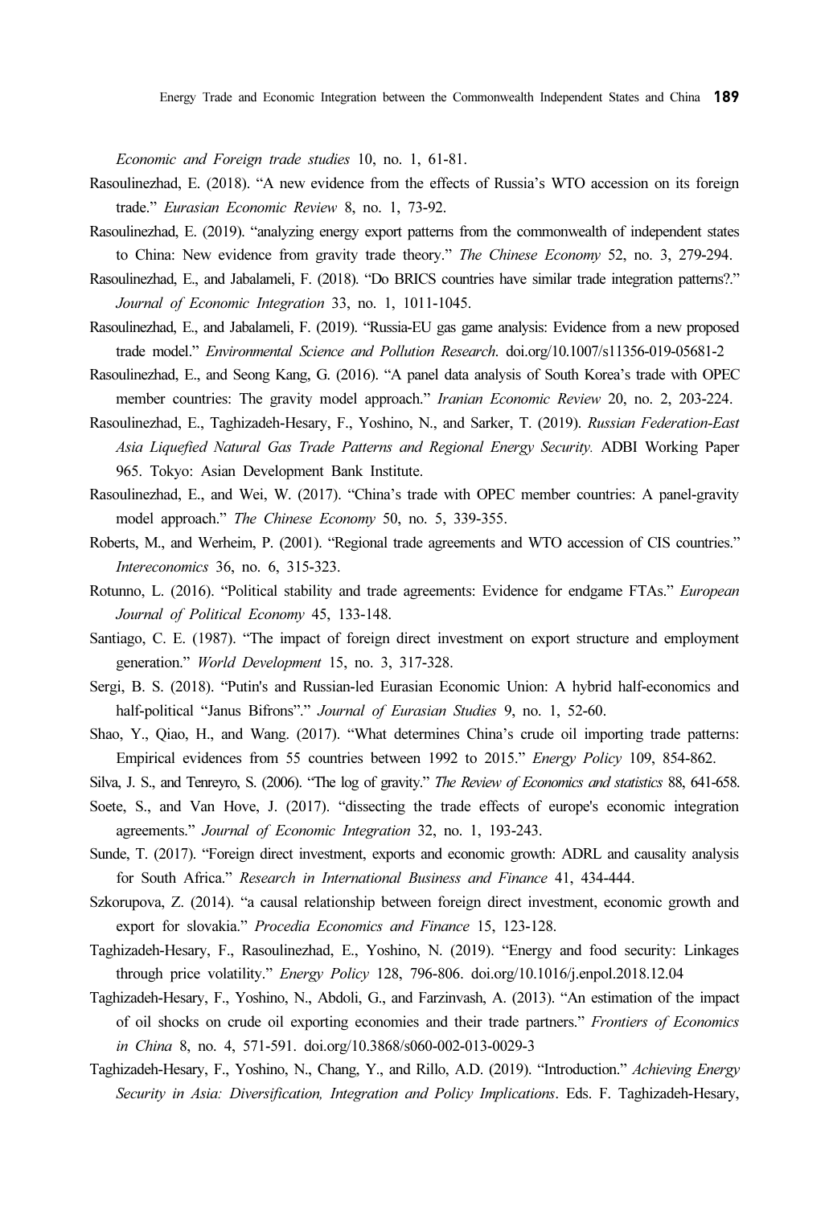*Economic and Foreign trade studies* 10, no. 1, 61-81.

Rasoulinezhad, E. (2018). "A new evidence from the effects of Russia's WTO accession on its foreign trade." *Eurasian Economic Review* 8, no. 1, 73-92.

Rasoulinezhad, E. (2019). "analyzing energy export patterns from the commonwealth of independent states to China: New evidence from gravity trade theory." *The Chinese Economy* 52, no. 3, 279-294.

Rasoulinezhad, E., and Jabalameli, F. (2018). "Do BRICS countries have similar trade integration patterns?." *Journal of Economic Integration* 33, no. 1, 1011-1045.

Rasoulinezhad, E., and Jabalameli, F. (2019). "Russia-EU gas game analysis: Evidence from a new proposed trade model." *Environmental Science and Pollution Research*. doi.org/10.1007/s11356-019-05681-2

Rasoulinezhad, E., and Seong Kang, G. (2016). "A panel data analysis of South Korea's trade with OPEC member countries: The gravity model approach." *Iranian Economic Review* 20, no. 2, 203-224.

Rasoulinezhad, E., Taghizadeh-Hesary, F., Yoshino, N., and Sarker, T. (2019). *Russian Federation-East Asia Liquefied Natural Gas Trade Patterns and Regional Energy Security.* ADBI Working Paper 965. Tokyo: Asian Development Bank Institute.

Rasoulinezhad, E., and Wei, W. (2017). "China's trade with OPEC member countries: A panel-gravity model approach." *The Chinese Economy* 50, no. 5, 339-355.

Roberts, M., and Werheim, P. (2001). "Regional trade agreements and WTO accession of CIS countries." *Intereconomics* 36, no. 6, 315-323.

Rotunno, L. (2016). "Political stability and trade agreements: Evidence for endgame FTAs." *European Journal of Political Economy* 45, 133-148.

Santiago, C. E. (1987). "The impact of foreign direct investment on export structure and employment generation." *World Development* 15, no. 3, 317-328.

Sergi, B. S. (2018). "Putin's and Russian-led Eurasian Economic Union: A hybrid half-economics and half-political "Janus Bifrons"." *Journal of Eurasian Studies* 9, no. 1, 52-60.

Shao, Y., Qiao, H., and Wang. (2017). "What determines China's crude oil importing trade patterns: Empirical evidences from 55 countries between 1992 to 2015." *Energy Policy* 109, 854-862.

Silva, J. S., and Tenreyro, S. (2006). "The log of gravity." *The Review of Economics and statistics* 88, 641-658.

Soete, S., and Van Hove, J. (2017). "dissecting the trade effects of europe's economic integration agreements." *Journal of Economic Integration* 32, no. 1, 193-243.

Sunde, T. (2017). "Foreign direct investment, exports and economic growth: ADRL and causality analysis for South Africa." *Research in International Business and Finance* 41, 434-444.

Szkorupova, Z. (2014). "a causal relationship between foreign direct investment, economic growth and export for slovakia." *Procedia Economics and Finance* 15, 123-128.

Taghizadeh-Hesary, F., Rasoulinezhad, E., Yoshino, N. (2019). "Energy and food security: Linkages through price volatility." *Energy Policy* 128, 796-806. doi.org/10.1016/j.enpol.2018.12.04

Taghizadeh-Hesary, F., Yoshino, N., Abdoli, G., and Farzinvash, A. (2013). "An estimation of the impact of oil shocks on crude oil exporting economies and their trade partners." *Frontiers of Economics in China* 8, no. 4, 571-591. doi.org/10.3868/s060-002-013-0029-3

Taghizadeh-Hesary, F., Yoshino, N., Chang, Y., and Rillo, A.D. (2019). "Introduction." *Achieving Energy Security in Asia: Diversification, Integration and Policy Implications*. Eds. F. Taghizadeh-Hesary,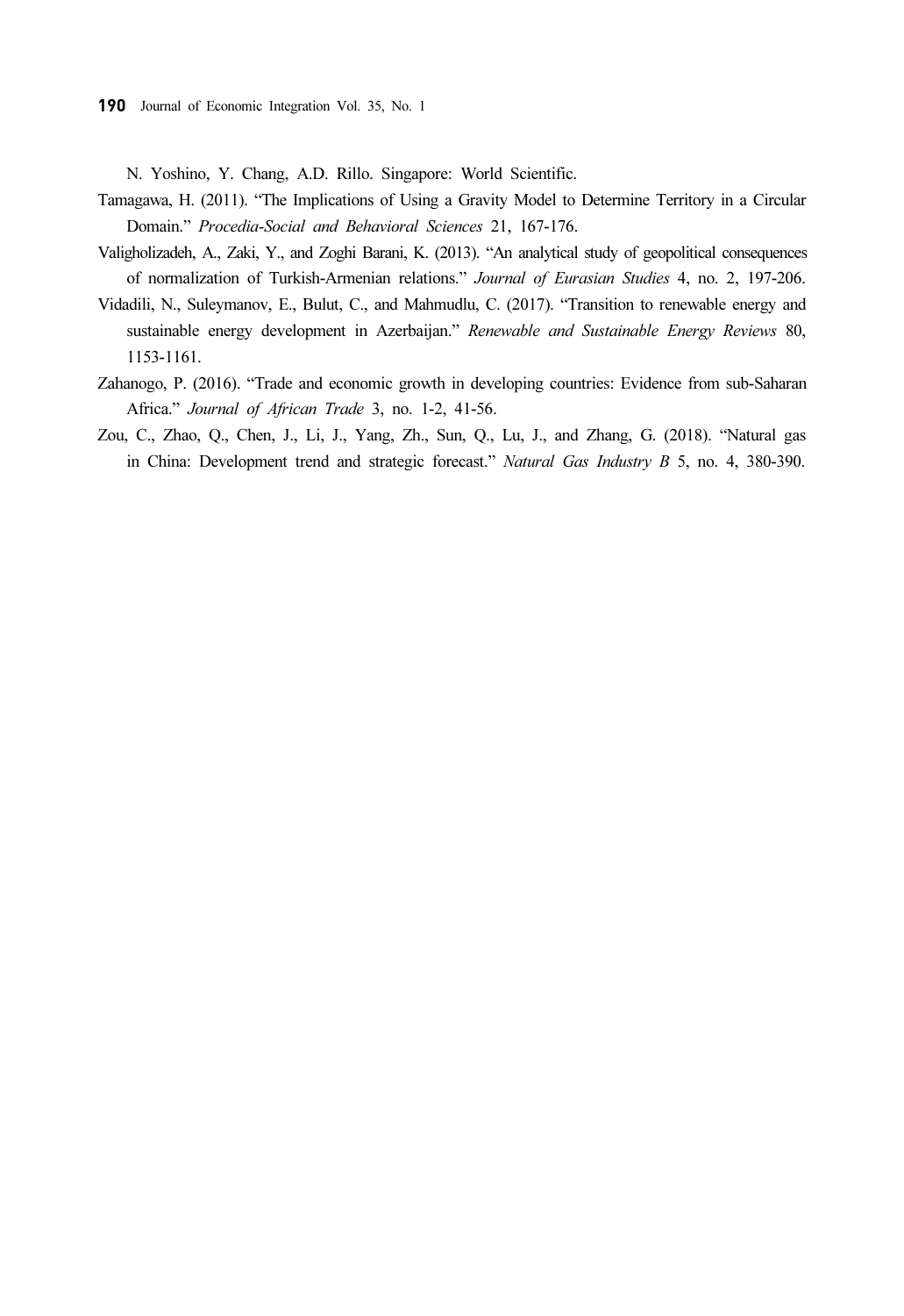N. Yoshino, Y. Chang, A.D. Rillo. Singapore: World Scientific.

Tamagawa, H. (2011). "The Implications of Using a Gravity Model to Determine Territory in a Circular Domain." *Procedia-Social and Behavioral Sciences* 21, 167-176.

Valigholizadeh, A., Zaki, Y., and Zoghi Barani, K. (2013). "An analytical study of geopolitical consequences of normalization of Turkish-Armenian relations." *Journal of Eurasian Studies* 4, no. 2, 197-206.

Vidadili, N., Suleymanov, E., Bulut, C., and Mahmudlu, C. (2017). "Transition to renewable energy and sustainable energy development in Azerbaijan." *Renewable and Sustainable Energy Reviews* 80, 1153-1161.

Zahanogo, P. (2016). "Trade and economic growth in developing countries: Evidence from sub-Saharan Africa." *Journal of African Trade* 3, no. 1-2, 41-56.

Zou, C., Zhao, Q., Chen, J., Li, J., Yang, Zh., Sun, Q., Lu, J., and Zhang, G. (2018). "Natural gas in China: Development trend and strategic forecast." *Natural Gas Industry B* 5, no. 4, 380-390.